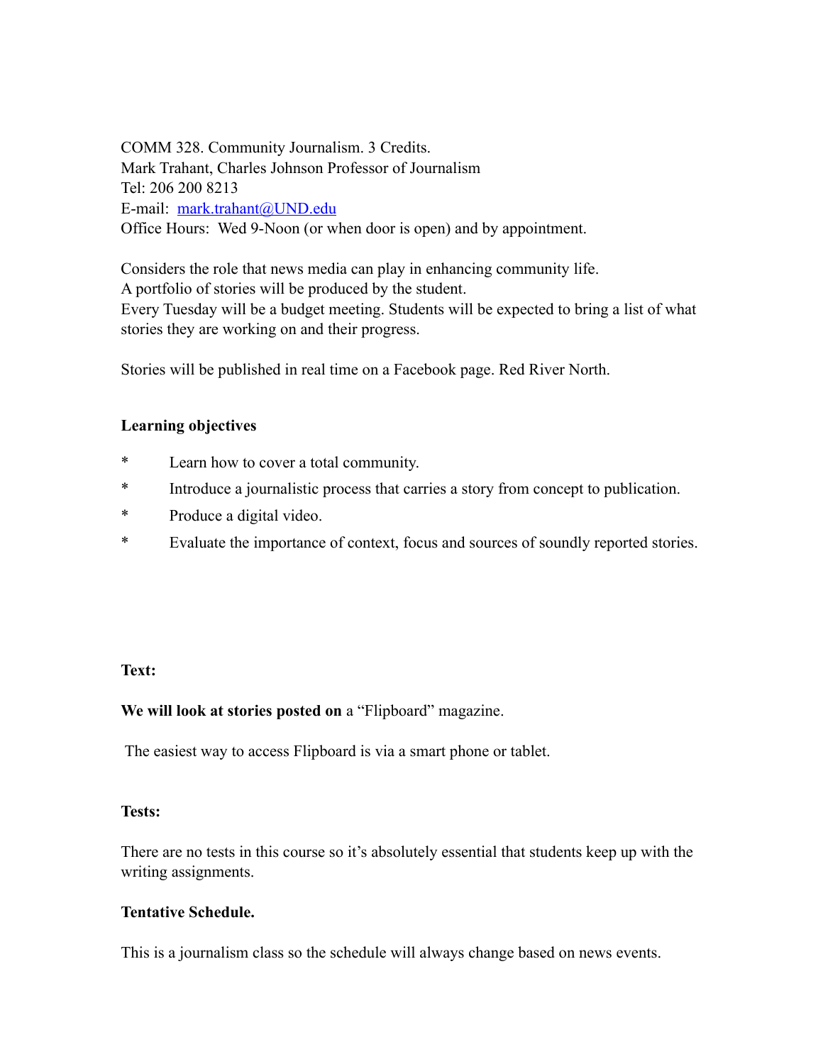COMM 328. Community Journalism. 3 Credits.
Mark Trahant, Charles Johnson Professor of Journalism
Tel: 206 200 8213
E-mail: [mark.trahant@UND.edu](mailto:mark.trahant@UND.edu)
Office Hours: Wed 9-Noon (or when door is open) and by appointment.

Considers the role that news media can play in enhancing community life.
A portfolio of stories will be produced by the student.
Every Tuesday will be a budget meeting. Students will be expected to bring a list of what stories they are working on and their progress.

Stories will be published in real time on a Facebook page. Red River North.

**Learning objectives**

* Learn how to cover a total community.
* Introduce a journalistic process that carries a story from concept to publication.
* Produce a digital video.
* Evaluate the importance of context, focus and sources of soundly reported stories.

**Text:**

**We will look at stories posted on** a "Flipboard" magazine.

The easiest way to access Flipboard is via a smart phone or tablet.

**Tests:**

There are no tests in this course so it's absolutely essential that students keep up with the writing assignments.

**Tentative Schedule.**

This is a journalism class so the schedule will always change based on news events.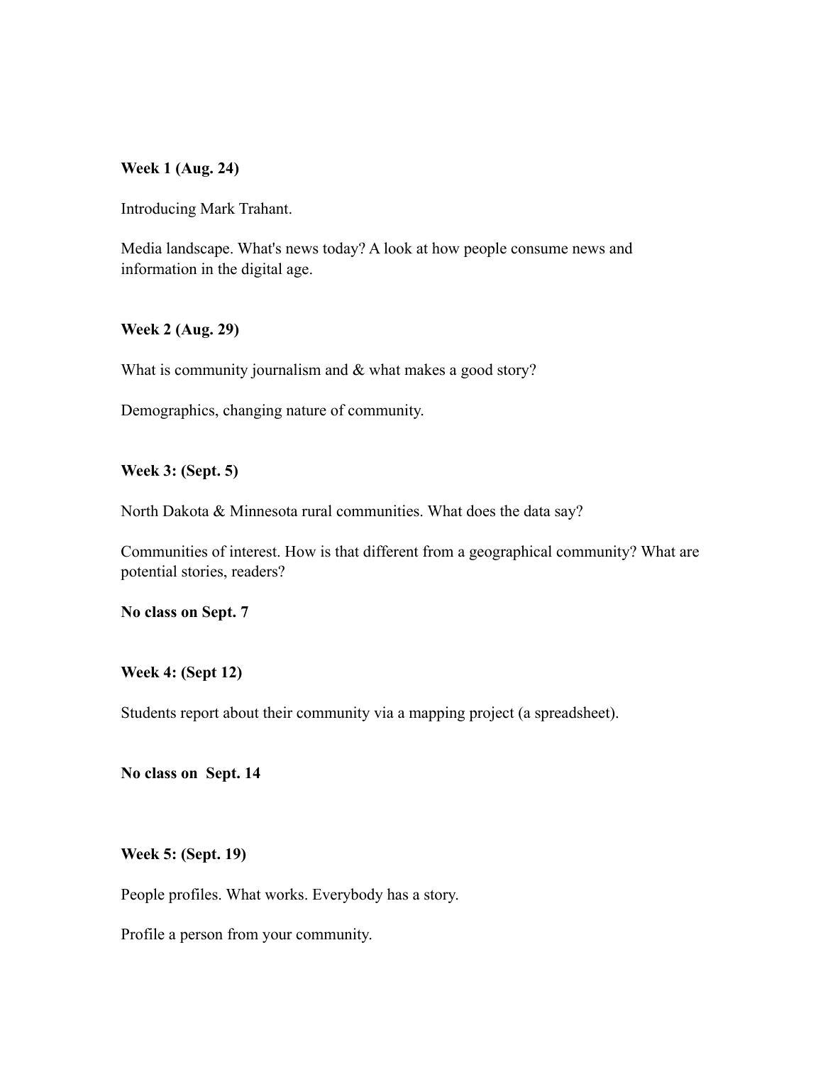**Week 1 (Aug. 24)**

Introducing Mark Trahant.

Media landscape. What's news today? A look at how people consume news and information in the digital age.

**Week 2 (Aug. 29)**

What is community journalism and & what makes a good story?

Demographics, changing nature of community.

**Week 3: (Sept. 5)**

North Dakota & Minnesota rural communities. What does the data say?

Communities of interest. How is that different from a geographical community? What are potential stories, readers?

**No class on Sept. 7**

**Week 4: (Sept 12)**

Students report about their community via a mapping project (a spreadsheet).

**No class on Sept. 14**

**Week 5: (Sept. 19)**

People profiles. What works. Everybody has a story.

Profile a person from your community.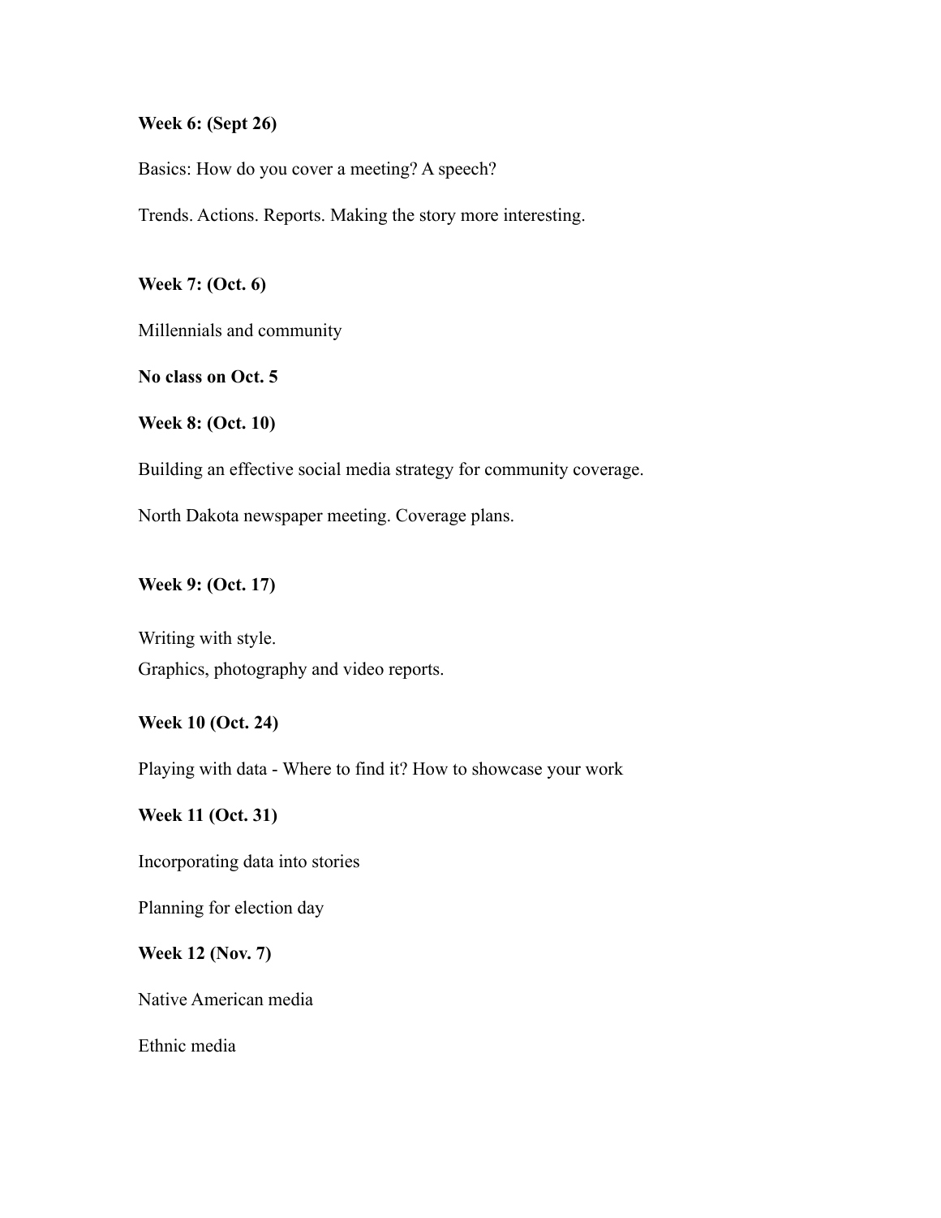**Week 6: (Sept 26)**

Basics: How do you cover a meeting? A speech?

Trends. Actions. Reports. Making the story more interesting.

**Week 7: (Oct. 6)**

Millennials and community

**No class on Oct. 5**

**Week 8: (Oct. 10)**

Building an effective social media strategy for community coverage.

North Dakota newspaper meeting. Coverage plans.

**Week 9: (Oct. 17)**

Writing with style.
Graphics, photography and video reports.

**Week 10 (Oct. 24)**

Playing with data - Where to find it? How to showcase your work

**Week 11 (Oct. 31)**

Incorporating data into stories

Planning for election day

**Week 12 (Nov. 7)**

Native American media

Ethnic media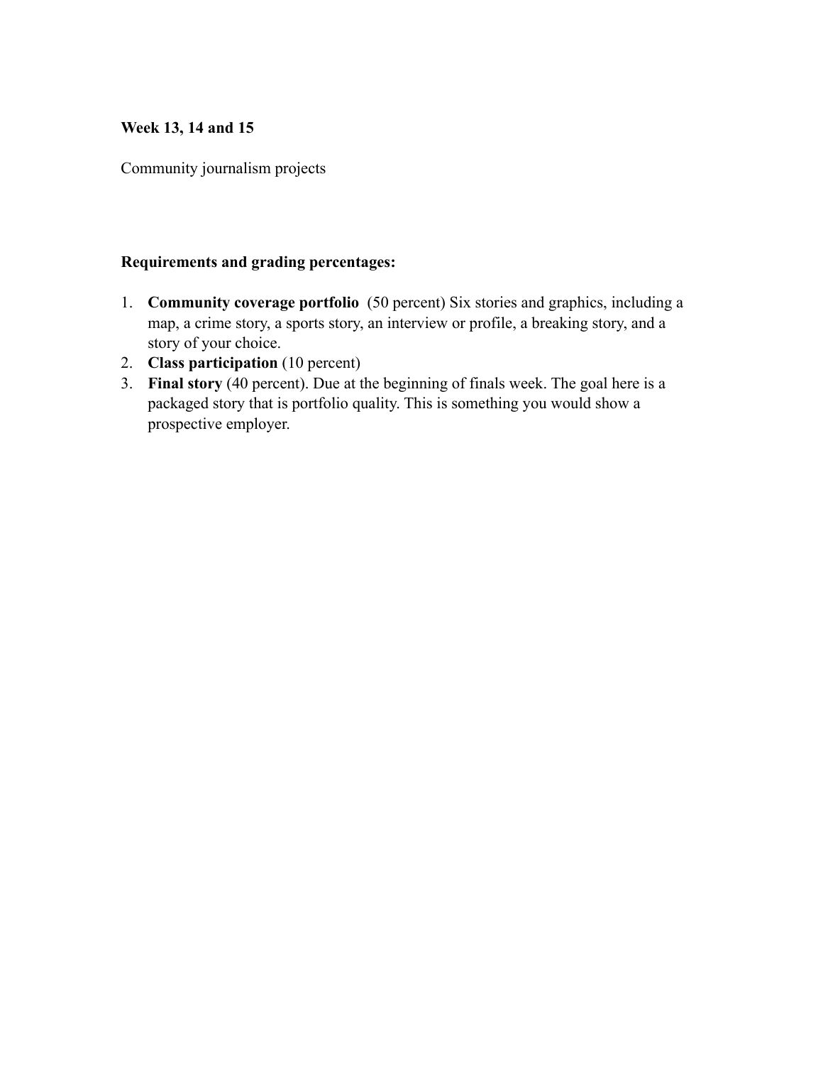**Week 13, 14 and 15**

Community journalism projects

**Requirements and grading percentages:**

1. **Community coverage portfolio** (50 percent) Six stories and graphics, including a map, a crime story, a sports story, an interview or profile, a breaking story, and a story of your choice.
2. **Class participation** (10 percent)
3. **Final story** (40 percent). Due at the beginning of finals week. The goal here is a packaged story that is portfolio quality. This is something you would show a prospective employer.